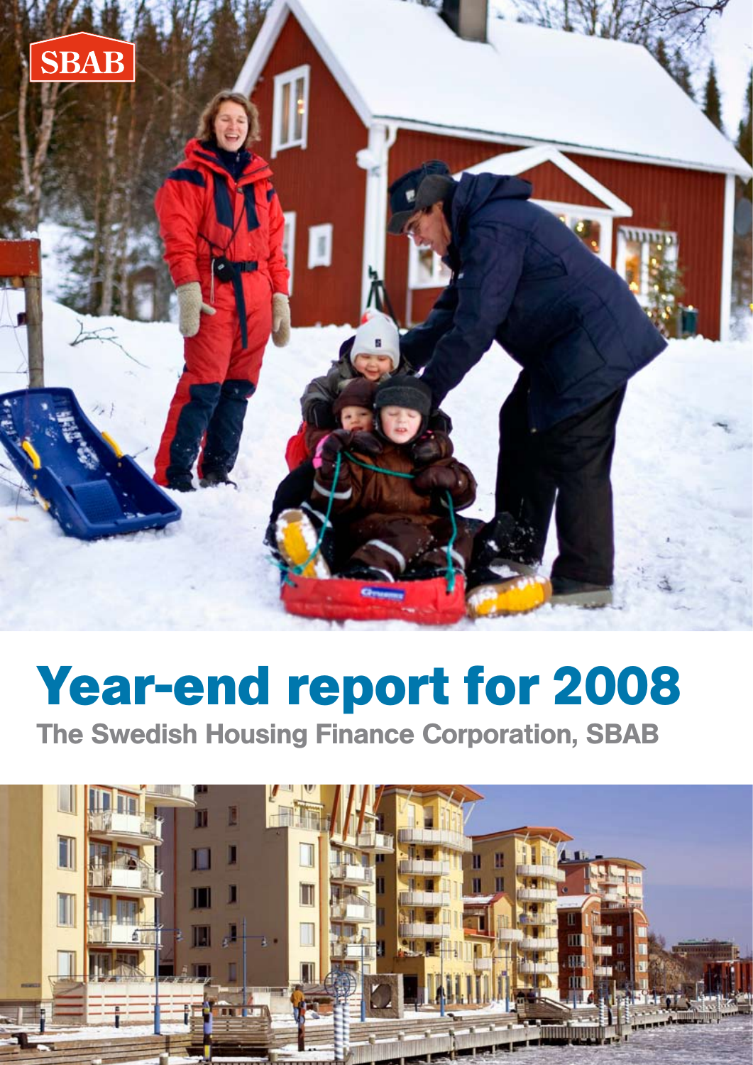SBAB

# Year-end report for 2008

## The Swedish Housing Finance Corporation, SBAB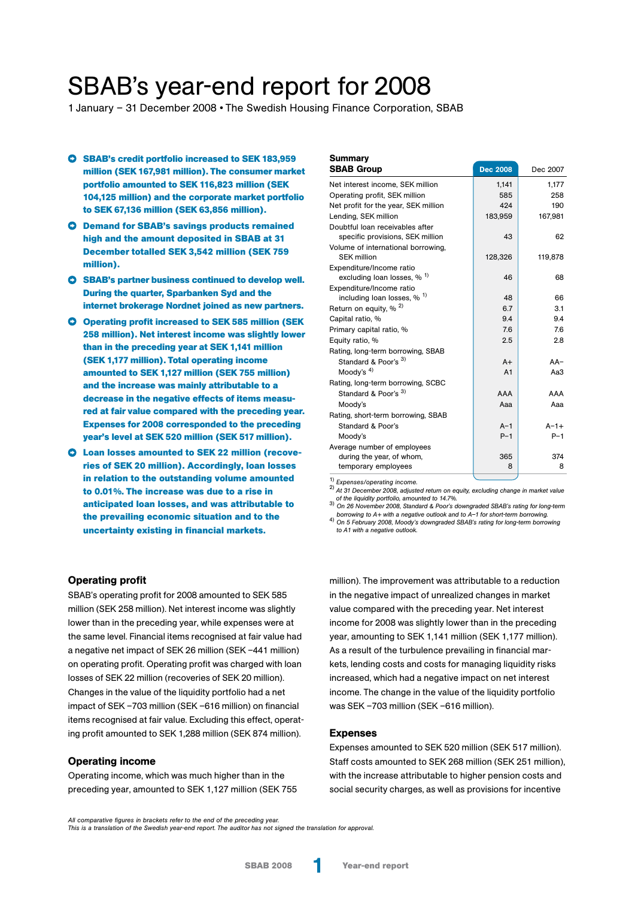# SBAB's year-end report for 2008

1 January – 31 December 2008 • The Swedish Housing Finance Corporation, SBAB

- **SBAB's credit portfolio increased to SEK 183,959 million (SEK 167,981 million). The consumer market portfolio amounted to SEK 116,823 million (SEK 104,125 million) and the corporate market portfolio to SEK 67,136 million (SEK 63,856 million).**
- **Demand for SBAB's savings products remained high and the amount deposited in SBAB at 31 December totalled SEK 3,542 million (SEK 759 million).**
- **SBAB's partner business continued to develop well. During the quarter, Sparbanken Syd and the internet brokerage Nordnet joined as new partners.**
- **Operating profit increased to SEK 585 million (SEK 258 million). Net interest income was slightly lower than in the preceding year at SEK 1,141 million (SEK 1,177 million). Total operating income amounted to SEK 1,127 million (SEK 755 million) and the increase was mainly attributable to a decrease in the negative effects of items measured at fair value compared with the preceding year. Expenses for 2008 corresponded to the preceding year's level at SEK 520 million (SEK 517 million).**
- **Loan losses amounted to SEK 22 million (recoveries of SEK 20 million). Accordingly, loan losses in relation to the outstanding volume amounted to 0.01%. The increase was due to a rise in anticipated loan losses, and was attributable to the prevailing economic situation and to the uncertainty existing in financial markets.**

| Summary SBAB Group | Dec 2008 | Dec 2007 |
|---|---|---|
| Net interest income, SEK million | 1,141 | 1,177 |
| Operating profit, SEK million | 585 | 258 |
| Net profit for the year, SEK million | 424 | 190 |
| Lending, SEK million | 183,959 | 167,981 |
| Doubtful loan receivables after specific provisions, SEK million | 43 | 62 |
| Volume of international borrowing, SEK million | 128,326 | 119,878 |
| Expenditure/Income ratio excluding loan losses, % [1] | 46 | 68 |
| Expenditure/Income ratio including loan losses, % [1] | 48 | 66 |
| Return on equity, % [2] | 6.7 | 3.1 |
| Capital ratio, % | 9.4 | 9.4 |
| Primary capital ratio, % | 7.6 | 7.6 |
| Equity ratio, % | 2.5 | 2.8 |
| Rating, long-term borrowing, SBAB | | |
| Standard & Poor's [3] | A+ | AA– |
| Moody's [4] | A1 | Aa3 |
| Rating, long-term borrowing, SCBC | | |
| Standard & Poor's [3] | AAA | AAA |
| Moody's | Aaa | Aaa |
| Rating, short-term borrowing, SBAB | | |
| Standard & Poor's | A–1 | A–1+ |
| Moody's | P–1 | P–1 |
| Average number of employees during the year, of whom, | 365 | 374 |
| temporary employees | 8 | 8 |

*[1] Expenses/operating income.*
*[2] At 31 December 2008, adjusted return on equity, excluding change in market value of the liquidity portfolio, amounted to 14.7%.*
*[3] On 26 November 2008, Standard & Poor's downgraded SBAB's rating for long-term borrowing to A+ with a negative outlook and to A–1 for short-term borrowing.*
*[4] On 5 February 2008, Moody's downgraded SBAB's rating for long-term borrowing to A1 with a negative outlook.*

## Operating profit

SBAB's operating profit for 2008 amounted to SEK 585 million (SEK 258 million). Net interest income was slightly lower than in the preceding year, while expenses were at the same level. Financial items recognised at fair value had a negative net impact of SEK 26 million (SEK –441 million) on operating profit. Operating profit was charged with loan losses of SEK 22 million (recoveries of SEK 20 million). Changes in the value of the liquidity portfolio had a net impact of SEK –703 million (SEK –616 million) on financial items recognised at fair value. Excluding this effect, operating profit amounted to SEK 1,288 million (SEK 874 million).

## Operating income

Operating income, which was much higher than in the preceding year, amounted to SEK 1,127 million (SEK 755 million). The improvement was attributable to a reduction in the negative impact of unrealized changes in market value compared with the preceding year. Net interest income for 2008 was slightly lower than in the preceding year, amounting to SEK 1,141 million (SEK 1,177 million). As a result of the turbulence prevailing in financial markets, lending costs and costs for managing liquidity risks increased, which had a negative impact on net interest income. The change in the value of the liquidity portfolio was SEK –703 million (SEK –616 million).

## Expenses

Expenses amounted to SEK 520 million (SEK 517 million). Staff costs amounted to SEK 268 million (SEK 251 million), with the increase attributable to higher pension costs and social security charges, as well as provisions for incentive

*All comparative figures in brackets refer to the end of the preceding year.*
*This is a translation of the Swedish year-end report. The auditor has not signed the translation for approval.*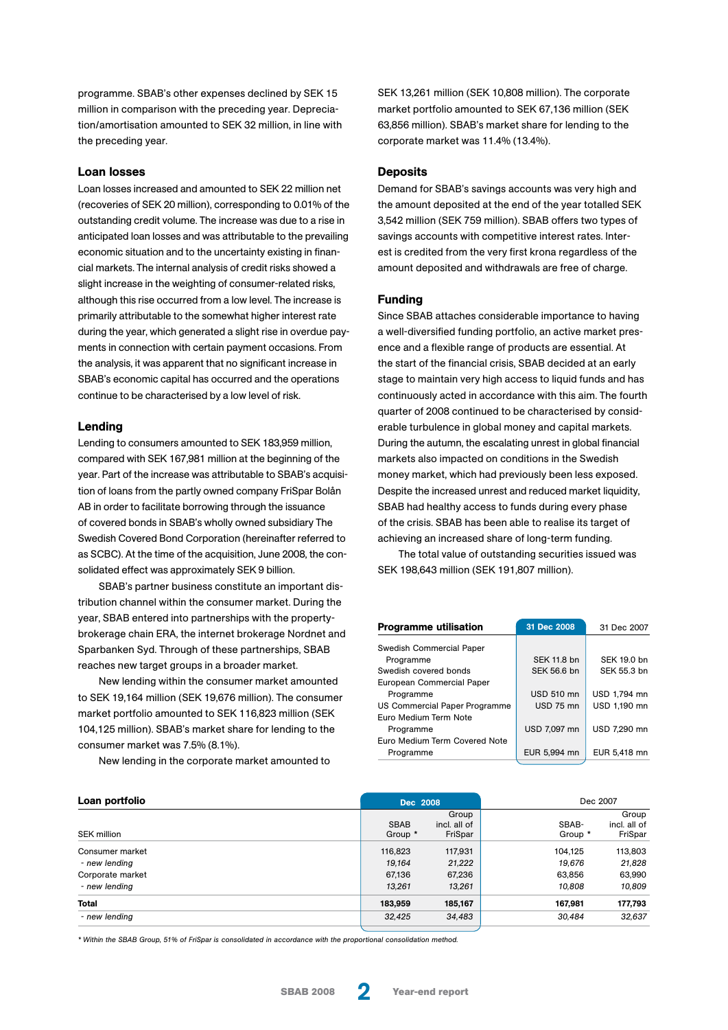programme. SBAB's other expenses declined by SEK 15 million in comparison with the preceding year. Depreciation/amortisation amounted to SEK 32 million, in line with the preceding year.

### Loan losses

Loan losses increased and amounted to SEK 22 million net (recoveries of SEK 20 million), corresponding to 0.01% of the outstanding credit volume. The increase was due to a rise in anticipated loan losses and was attributable to the prevailing economic situation and to the uncertainty existing in financial markets. The internal analysis of credit risks showed a slight increase in the weighting of consumer-related risks, although this rise occurred from a low level. The increase is primarily attributable to the somewhat higher interest rate during the year, which generated a slight rise in overdue payments in connection with certain payment occasions. From the analysis, it was apparent that no significant increase in SBAB's economic capital has occurred and the operations continue to be characterised by a low level of risk.

### Lending

Lending to consumers amounted to SEK 183,959 million, compared with SEK 167,981 million at the beginning of the year. Part of the increase was attributable to SBAB's acquisition of loans from the partly owned company FriSpar Bolån AB in order to facilitate borrowing through the issuance of covered bonds in SBAB's wholly owned subsidiary The Swedish Covered Bond Corporation (hereinafter referred to as SCBC). At the time of the acquisition, June 2008, the consolidated effect was approximately SEK 9 billion.

SBAB's partner business constitute an important distribution channel within the consumer market. During the year, SBAB entered into partnerships with the property-brokerage chain ERA, the internet brokerage Nordnet and Sparbanken Syd. Through of these partnerships, SBAB reaches new target groups in a broader market.

New lending within the consumer market amounted to SEK 19,164 million (SEK 19,676 million). The consumer market portfolio amounted to SEK 116,823 million (SEK 104,125 million). SBAB's market share for lending to the consumer market was 7.5% (8.1%).

New lending in the corporate market amounted to SEK 13,261 million (SEK 10,808 million). The corporate market portfolio amounted to SEK 67,136 million (SEK 63,856 million). SBAB's market share for lending to the corporate market was 11.4% (13.4%).

### Deposits

Demand for SBAB's savings accounts was very high and the amount deposited at the end of the year totalled SEK 3,542 million (SEK 759 million). SBAB offers two types of savings accounts with competitive interest rates. Interest is credited from the very first krona regardless of the amount deposited and withdrawals are free of charge.

### Funding

Since SBAB attaches considerable importance to having a well-diversified funding portfolio, an active market presence and a flexible range of products are essential. At the start of the financial crisis, SBAB decided at an early stage to maintain very high access to liquid funds and has continuously acted in accordance with this aim. The fourth quarter of 2008 continued to be characterised by considerable turbulence in global money and capital markets. During the autumn, the escalating unrest in global financial markets also impacted on conditions in the Swedish money market, which had previously been less exposed. Despite the increased unrest and reduced market liquidity, SBAB had healthy access to funds during every phase of the crisis. SBAB has been able to realise its target of achieving an increased share of long-term funding.

The total value of outstanding securities issued was SEK 198,643 million (SEK 191,807 million).

| Programme utilisation | 31 Dec 2008 | 31 Dec 2007 |
|---|---|---|
| Swedish Commercial Paper Programme | SEK 11.8 bn | SEK 19.0 bn |
| Swedish covered bonds | SEK 56.6 bn | SEK 55.3 bn |
| European Commercial Paper Programme | USD 510 mn | USD 1,794 mn |
| US Commercial Paper Programme | USD 75 mn | USD 1,190 mn |
| Euro Medium Term Note Programme | USD 7,097 mn | USD 7,290 mn |
| Euro Medium Term Covered Note Programme | EUR 5,994 mn | EUR 5,418 mn |

**Loan portfolio**

| SEK million | Dec 2008 SBAB Group * | Dec 2008 Group incl. all of FriSpar | Dec 2007 SBAB-Group * | Dec 2007 Group incl. all of FriSpar |
|---|---|---|---|---|
| Consumer market | 116,823 | 117,931 | 104,125 | 113,803 |
| *- new lending* | *19,164* | *21,222* | *19,676* | *21,828* |
| Corporate market | 67,136 | 67,236 | 63,856 | 63,990 |
| *- new lending* | *13,261* | *13,261* | *10,808* | *10,809* |
| **Total** | **183,959** | **185,167** | **167,981** | **177,793** |
| *- new lending* | *32,425* | *34,483* | *30,484* | *32,637* |

*\* Within the SBAB Group, 51% of FriSpar is consolidated in accordance with the proportional consolidation method.*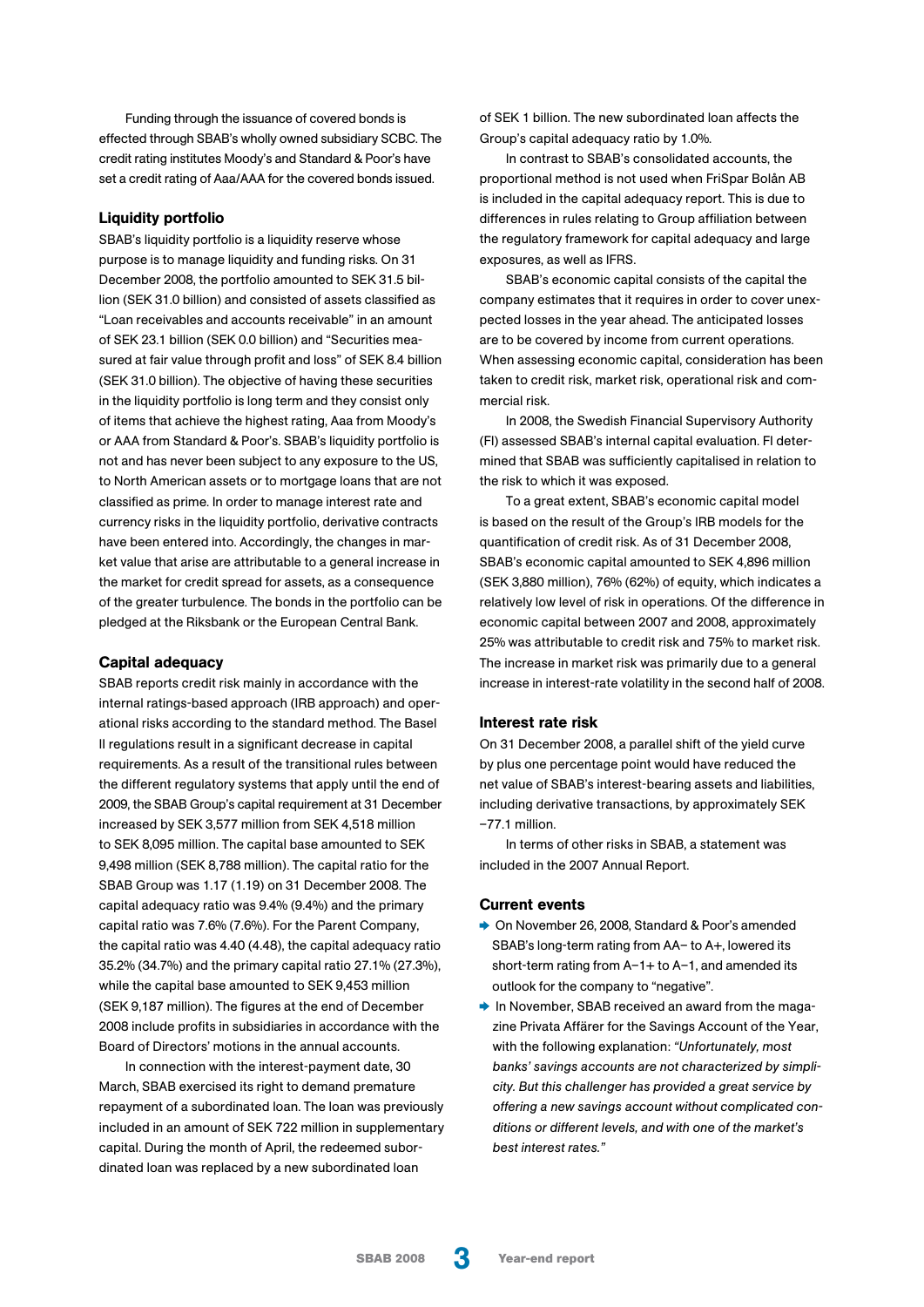Funding through the issuance of covered bonds is effected through SBAB's wholly owned subsidiary SCBC. The credit rating institutes Moody's and Standard & Poor's have set a credit rating of Aaa/AAA for the covered bonds issued.

### Liquidity portfolio

SBAB's liquidity portfolio is a liquidity reserve whose purpose is to manage liquidity and funding risks. On 31 December 2008, the portfolio amounted to SEK 31.5 billion (SEK 31.0 billion) and consisted of assets classified as "Loan receivables and accounts receivable" in an amount of SEK 23.1 billion (SEK 0.0 billion) and "Securities measured at fair value through profit and loss" of SEK 8.4 billion (SEK 31.0 billion). The objective of having these securities in the liquidity portfolio is long term and they consist only of items that achieve the highest rating, Aaa from Moody's or AAA from Standard & Poor's. SBAB's liquidity portfolio is not and has never been subject to any exposure to the US, to North American assets or to mortgage loans that are not classified as prime. In order to manage interest rate and currency risks in the liquidity portfolio, derivative contracts have been entered into. Accordingly, the changes in market value that arise are attributable to a general increase in the market for credit spread for assets, as a consequence of the greater turbulence. The bonds in the portfolio can be pledged at the Riksbank or the European Central Bank.

### Capital adequacy

SBAB reports credit risk mainly in accordance with the internal ratings-based approach (IRB approach) and operational risks according to the standard method. The Basel II regulations result in a significant decrease in capital requirements. As a result of the transitional rules between the different regulatory systems that apply until the end of 2009, the SBAB Group's capital requirement at 31 December increased by SEK 3,577 million from SEK 4,518 million to SEK 8,095 million. The capital base amounted to SEK 9,498 million (SEK 8,788 million). The capital ratio for the SBAB Group was 1.17 (1.19) on 31 December 2008. The capital adequacy ratio was 9.4% (9.4%) and the primary capital ratio was 7.6% (7.6%). For the Parent Company, the capital ratio was 4.40 (4.48), the capital adequacy ratio 35.2% (34.7%) and the primary capital ratio 27.1% (27.3%), while the capital base amounted to SEK 9,453 million (SEK 9,187 million). The figures at the end of December 2008 include profits in subsidiaries in accordance with the Board of Directors' motions in the annual accounts.

In connection with the interest-payment date, 30 March, SBAB exercised its right to demand premature repayment of a subordinated loan. The loan was previously included in an amount of SEK 722 million in supplementary capital. During the month of April, the redeemed subordinated loan was replaced by a new subordinated loan of SEK 1 billion. The new subordinated loan affects the Group's capital adequacy ratio by 1.0%.

In contrast to SBAB's consolidated accounts, the proportional method is not used when FriSpar Bolån AB is included in the capital adequacy report. This is due to differences in rules relating to Group affiliation between the regulatory framework for capital adequacy and large exposures, as well as IFRS.

SBAB's economic capital consists of the capital the company estimates that it requires in order to cover unexpected losses in the year ahead. The anticipated losses are to be covered by income from current operations. When assessing economic capital, consideration has been taken to credit risk, market risk, operational risk and commercial risk.

In 2008, the Swedish Financial Supervisory Authority (FI) assessed SBAB's internal capital evaluation. FI determined that SBAB was sufficiently capitalised in relation to the risk to which it was exposed.

To a great extent, SBAB's economic capital model is based on the result of the Group's IRB models for the quantification of credit risk. As of 31 December 2008, SBAB's economic capital amounted to SEK 4,896 million (SEK 3,880 million), 76% (62%) of equity, which indicates a relatively low level of risk in operations. Of the difference in economic capital between 2007 and 2008, approximately 25% was attributable to credit risk and 75% to market risk. The increase in market risk was primarily due to a general increase in interest-rate volatility in the second half of 2008.

### Interest rate risk

On 31 December 2008, a parallel shift of the yield curve by plus one percentage point would have reduced the net value of SBAB's interest-bearing assets and liabilities, including derivative transactions, by approximately SEK –77.1 million.

In terms of other risks in SBAB, a statement was included in the 2007 Annual Report.

### Current events

- On November 26, 2008, Standard & Poor's amended SBAB's long-term rating from AA– to A+, lowered its short-term rating from A–1+ to A–1, and amended its outlook for the company to "negative".
- In November, SBAB received an award from the magazine Privata Affärer for the Savings Account of the Year, with the following explanation: *"Unfortunately, most banks' savings accounts are not characterized by simplicity. But this challenger has provided a great service by offering a new savings account without complicated conditions or different levels, and with one of the market's best interest rates."*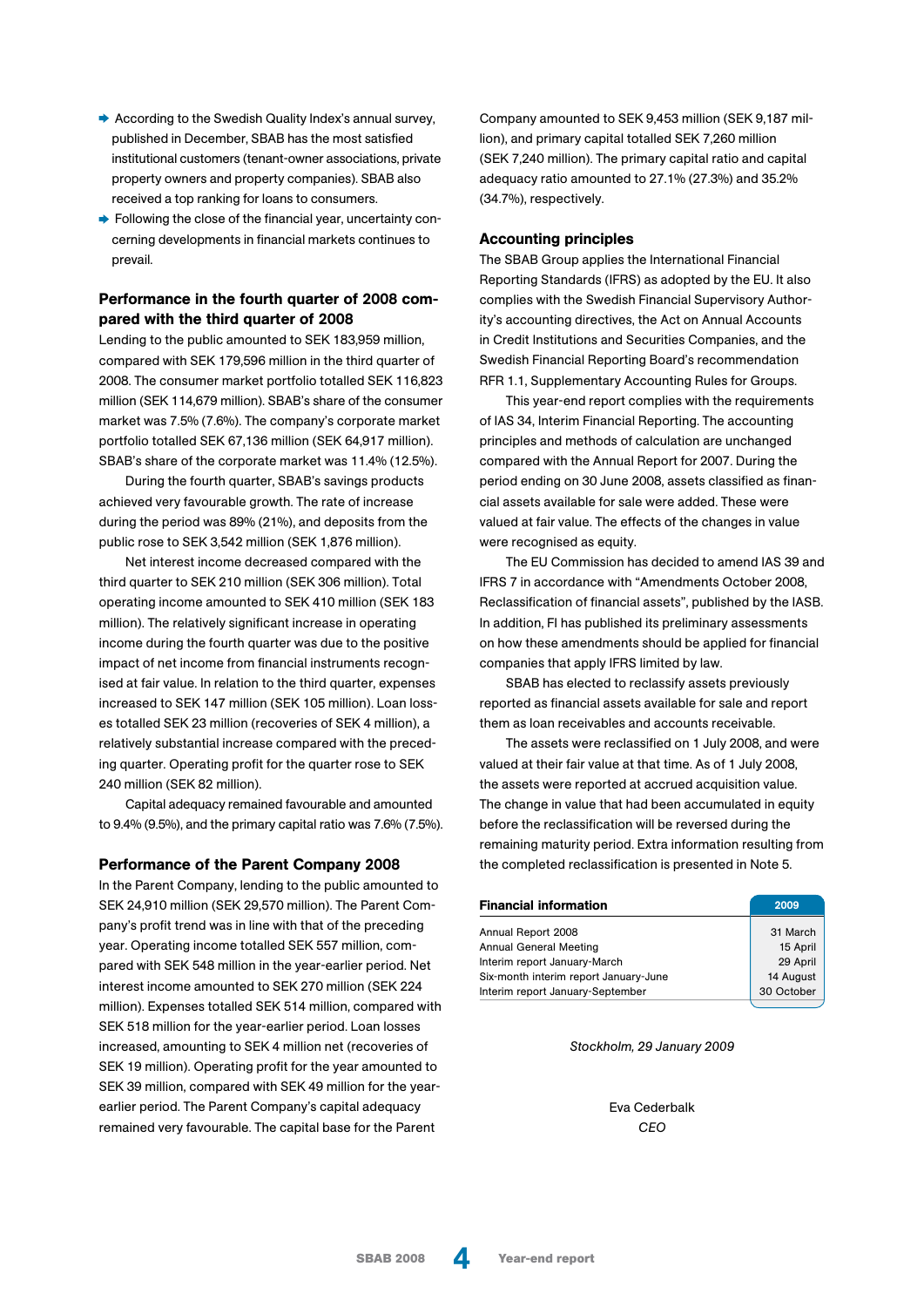- According to the Swedish Quality Index's annual survey, published in December, SBAB has the most satisfied institutional customers (tenant-owner associations, private property owners and property companies). SBAB also received a top ranking for loans to consumers.
- Following the close of the financial year, uncertainty concerning developments in financial markets continues to prevail.

### Performance in the fourth quarter of 2008 compared with the third quarter of 2008

Lending to the public amounted to SEK 183,959 million, compared with SEK 179,596 million in the third quarter of 2008. The consumer market portfolio totalled SEK 116,823 million (SEK 114,679 million). SBAB's share of the consumer market was 7.5% (7.6%). The company's corporate market portfolio totalled SEK 67,136 million (SEK 64,917 million). SBAB's share of the corporate market was 11.4% (12.5%).

During the fourth quarter, SBAB's savings products achieved very favourable growth. The rate of increase during the period was 89% (21%), and deposits from the public rose to SEK 3,542 million (SEK 1,876 million).

Net interest income decreased compared with the third quarter to SEK 210 million (SEK 306 million). Total operating income amounted to SEK 410 million (SEK 183 million). The relatively significant increase in operating income during the fourth quarter was due to the positive impact of net income from financial instruments recognised at fair value. In relation to the third quarter, expenses increased to SEK 147 million (SEK 105 million). Loan losses totalled SEK 23 million (recoveries of SEK 4 million), a relatively substantial increase compared with the preceding quarter. Operating profit for the quarter rose to SEK 240 million (SEK 82 million).

Capital adequacy remained favourable and amounted to 9.4% (9.5%), and the primary capital ratio was 7.6% (7.5%).

### Performance of the Parent Company 2008

In the Parent Company, lending to the public amounted to SEK 24,910 million (SEK 29,570 million). The Parent Company's profit trend was in line with that of the preceding year. Operating income totalled SEK 557 million, compared with SEK 548 million in the year-earlier period. Net interest income amounted to SEK 270 million (SEK 224 million). Expenses totalled SEK 514 million, compared with SEK 518 million for the year-earlier period. Loan losses increased, amounting to SEK 4 million net (recoveries of SEK 19 million). Operating profit for the year amounted to SEK 39 million, compared with SEK 49 million for the year-earlier period. The Parent Company's capital adequacy remained very favourable. The capital base for the Parent Company amounted to SEK 9,453 million (SEK 9,187 million), and primary capital totalled SEK 7,260 million (SEK 7,240 million). The primary capital ratio and capital adequacy ratio amounted to 27.1% (27.3%) and 35.2% (34.7%), respectively.

### Accounting principles

The SBAB Group applies the International Financial Reporting Standards (IFRS) as adopted by the EU. It also complies with the Swedish Financial Supervisory Authority's accounting directives, the Act on Annual Accounts in Credit Institutions and Securities Companies, and the Swedish Financial Reporting Board's recommendation RFR 1.1, Supplementary Accounting Rules for Groups.

This year-end report complies with the requirements of IAS 34, Interim Financial Reporting. The accounting principles and methods of calculation are unchanged compared with the Annual Report for 2007. During the period ending on 30 June 2008, assets classified as financial assets available for sale were added. These were valued at fair value. The effects of the changes in value were recognised as equity.

The EU Commission has decided to amend IAS 39 and IFRS 7 in accordance with "Amendments October 2008, Reclassification of financial assets", published by the IASB. In addition, FI has published its preliminary assessments on how these amendments should be applied for financial companies that apply IFRS limited by law.

SBAB has elected to reclassify assets previously reported as financial assets available for sale and report them as loan receivables and accounts receivable.

The assets were reclassified on 1 July 2008, and were valued at their fair value at that time. As of 1 July 2008, the assets were reported at accrued acquisition value. The change in value that had been accumulated in equity before the reclassification will be reversed during the remaining maturity period. Extra information resulting from the completed reclassification is presented in Note 5.

| Financial information | 2009 |
|---|---|
| Annual Report 2008 | 31 March |
| Annual General Meeting | 15 April |
| Interim report January-March | 29 April |
| Six-month interim report January-June | 14 August |
| Interim report January-September | 30 October |

*Stockholm, 29 January 2009*

Eva Cederbalk
*CEO*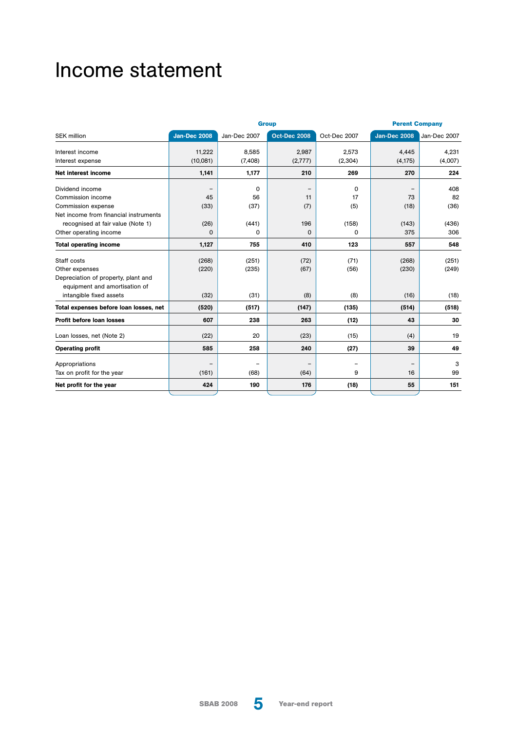# Income statement

| SEK million | Group | | | | Perent Company | |
|---|---|---|---|---|---|---|
| | Jan-Dec 2008 | Jan-Dec 2007 | Oct-Dec 2008 | Oct-Dec 2007 | Jan-Dec 2008 | Jan-Dec 2007 |
| Interest income | 11,222 | 8,585 | 2,987 | 2,573 | 4,445 | 4,231 |
| Interest expense | (10,081) | (7,408) | (2,777) | (2,304) | (4,175) | (4,007) |
| **Net interest income** | **1,141** | **1,177** | **210** | **269** | **270** | **224** |
| Dividend income | – | 0 | – | 0 | – | 408 |
| Commission income | 45 | 56 | 11 | 17 | 73 | 82 |
| Commission expense | (33) | (37) | (7) | (5) | (18) | (36) |
| Net income from financial instruments recognised at fair value (Note 1) | (26) | (441) | 196 | (158) | (143) | (436) |
| Other operating income | 0 | 0 | 0 | 0 | 375 | 306 |
| **Total operating income** | **1,127** | **755** | **410** | **123** | **557** | **548** |
| Staff costs | (268) | (251) | (72) | (71) | (268) | (251) |
| Other expenses | (220) | (235) | (67) | (56) | (230) | (249) |
| Depreciation of property, plant and equipment and amortisation of intangible fixed assets | (32) | (31) | (8) | (8) | (16) | (18) |
| **Total expenses before loan losses, net** | **(520)** | **(517)** | **(147)** | **(135)** | **(514)** | **(518)** |
| **Profit before loan losses** | **607** | **238** | **263** | **(12)** | **43** | **30** |
| Loan losses, net (Note 2) | (22) | 20 | (23) | (15) | (4) | 19 |
| **Operating profit** | **585** | **258** | **240** | **(27)** | **39** | **49** |
| Appropriations | – | – | – | – | – | 3 |
| Tax on profit for the year | (161) | (68) | (64) | 9 | 16 | 99 |
| **Net profit for the year** | **424** | **190** | **176** | **(18)** | **55** | **151** |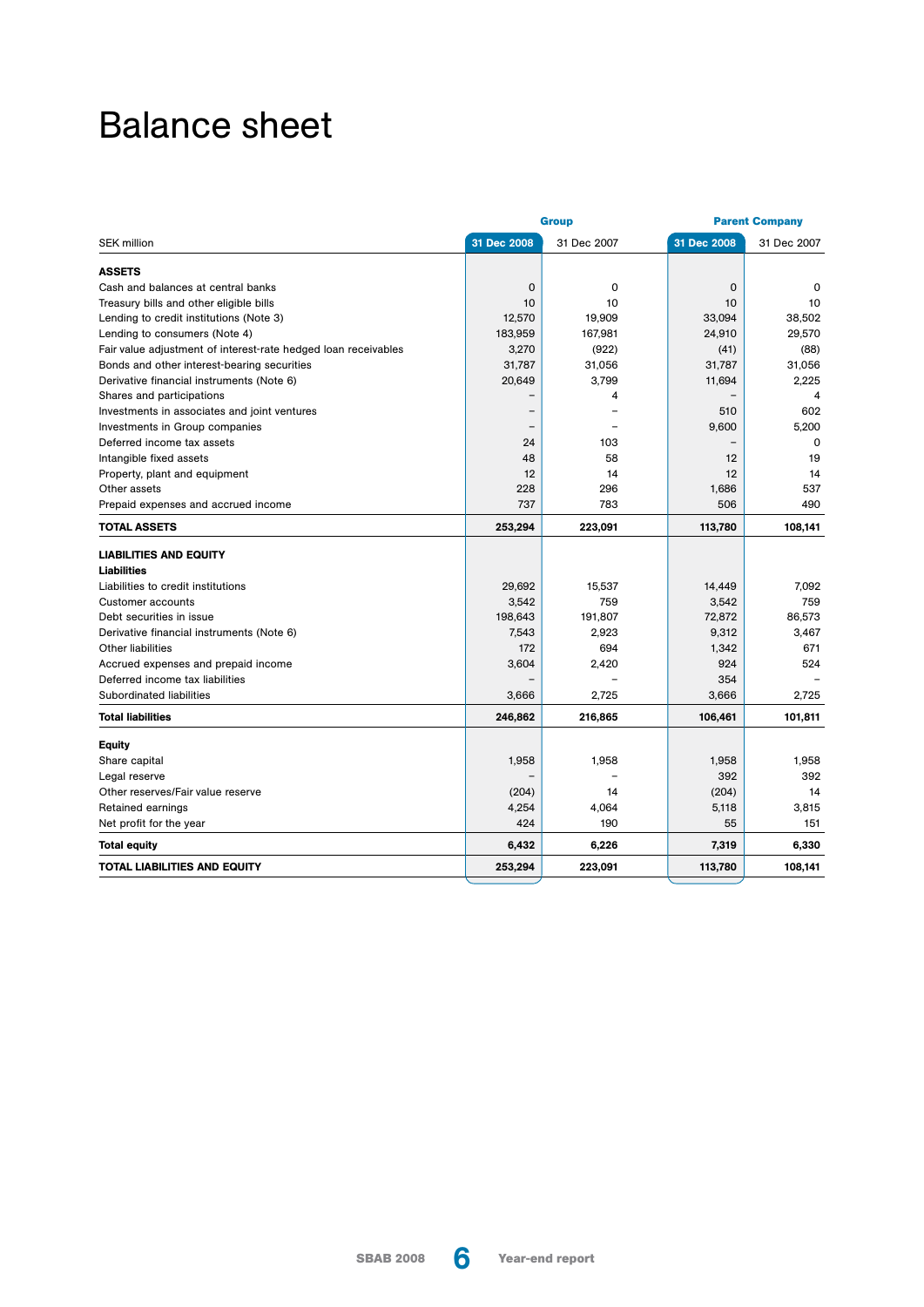# Balance sheet

| SEK million | Group | | Parent Company | |
|---|---|---|---|---|
| | 31 Dec 2008 | 31 Dec 2007 | 31 Dec 2008 | 31 Dec 2007 |
| **ASSETS** | | | | |
| Cash and balances at central banks | 0 | 0 | 0 | 0 |
| Treasury bills and other eligible bills | 10 | 10 | 10 | 10 |
| Lending to credit institutions (Note 3) | 12,570 | 19,909 | 33,094 | 38,502 |
| Lending to consumers (Note 4) | 183,959 | 167,981 | 24,910 | 29,570 |
| Fair value adjustment of interest-rate hedged loan receivables | 3,270 | (922) | (41) | (88) |
| Bonds and other interest-bearing securities | 31,787 | 31,056 | 31,787 | 31,056 |
| Derivative financial instruments (Note 6) | 20,649 | 3,799 | 11,694 | 2,225 |
| Shares and participations | – | 4 | – | 4 |
| Investments in associates and joint ventures | – | – | 510 | 602 |
| Investments in Group companies | – | – | 9,600 | 5,200 |
| Deferred income tax assets | 24 | 103 | – | 0 |
| Intangible fixed assets | 48 | 58 | 12 | 19 |
| Property, plant and equipment | 12 | 14 | 12 | 14 |
| Other assets | 228 | 296 | 1,686 | 537 |
| Prepaid expenses and accrued income | 737 | 783 | 506 | 490 |
| **TOTAL ASSETS** | **253,294** | **223,091** | **113,780** | **108,141** |
| **LIABILITIES AND EQUITY** | | | | |
| **Liabilities** | | | | |
| Liabilities to credit institutions | 29,692 | 15,537 | 14,449 | 7,092 |
| Customer accounts | 3,542 | 759 | 3,542 | 759 |
| Debt securities in issue | 198,643 | 191,807 | 72,872 | 86,573 |
| Derivative financial instruments (Note 6) | 7,543 | 2,923 | 9,312 | 3,467 |
| Other liabilities | 172 | 694 | 1,342 | 671 |
| Accrued expenses and prepaid income | 3,604 | 2,420 | 924 | 524 |
| Deferred income tax liabilities | – | – | 354 | – |
| Subordinated liabilities | 3,666 | 2,725 | 3,666 | 2,725 |
| **Total liabilities** | **246,862** | **216,865** | **106,461** | **101,811** |
| **Equity** | | | | |
| Share capital | 1,958 | 1,958 | 1,958 | 1,958 |
| Legal reserve | – | – | 392 | 392 |
| Other reserves/Fair value reserve | (204) | 14 | (204) | 14 |
| Retained earnings | 4,254 | 4,064 | 5,118 | 3,815 |
| Net profit for the year | 424 | 190 | 55 | 151 |
| **Total equity** | **6,432** | **6,226** | **7,319** | **6,330** |
| **TOTAL LIABILITIES AND EQUITY** | **253,294** | **223,091** | **113,780** | **108,141** |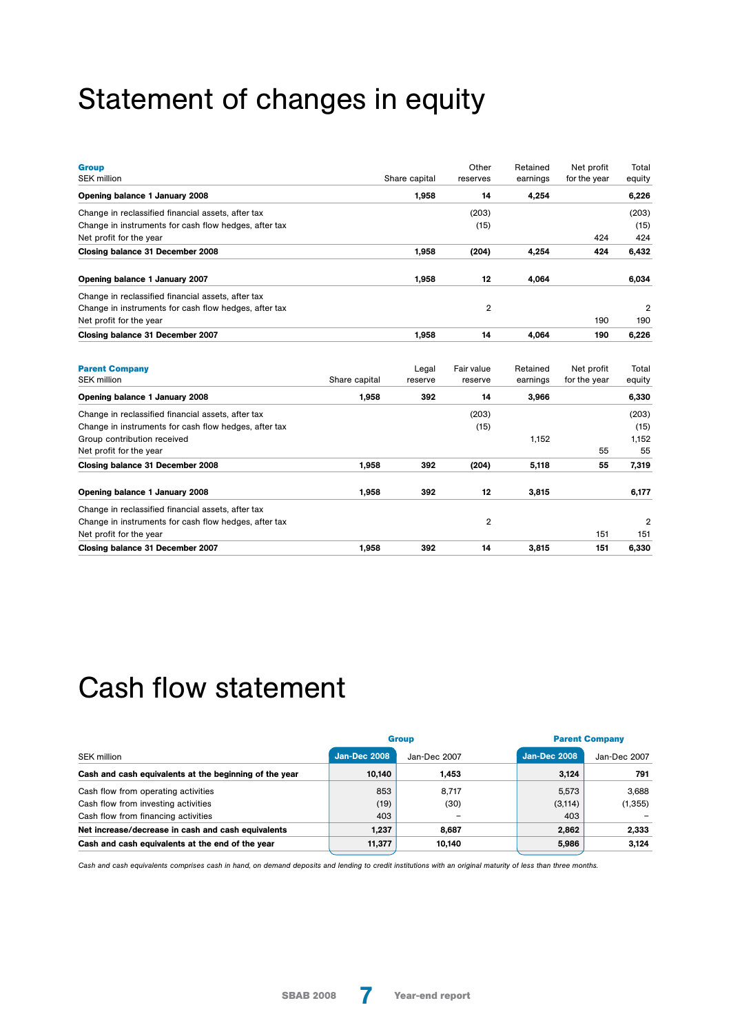# Statement of changes in equity

| Group<br>SEK million | Share capital | Other reserves | Retained earnings | Net profit for the year | Total equity |
|---|---|---|---|---|---|
| **Opening balance 1 January 2008** | **1,958** | **14** | **4,254** | | **6,226** |
| Change in reclassified financial assets, after tax | | (203) | | | (203) |
| Change in instruments for cash flow hedges, after tax | | (15) | | | (15) |
| Net profit for the year | | | | 424 | 424 |
| **Closing balance 31 December 2008** | **1,958** | **(204)** | **4,254** | **424** | **6,432** |
| | | | | | |
| **Opening balance 1 January 2007** | **1,958** | **12** | **4,064** | | **6,034** |
| Change in reclassified financial assets, after tax | | | | | |
| Change in instruments for cash flow hedges, after tax | | 2 | | | 2 |
| Net profit for the year | | | | 190 | 190 |
| **Closing balance 31 December 2007** | **1,958** | **14** | **4,064** | **190** | **6,226** |

| Parent Company<br>SEK million | Share capital | Legal reserve | Fair value reserve | Retained earnings | Net profit for the year | Total equity |
|---|---|---|---|---|---|---|
| **Opening balance 1 January 2008** | **1,958** | **392** | **14** | **3,966** | | **6,330** |
| Change in reclassified financial assets, after tax | | | (203) | | | (203) |
| Change in instruments for cash flow hedges, after tax | | | (15) | | | (15) |
| Group contribution received | | | | 1,152 | | 1,152 |
| Net profit for the year | | | | | 55 | 55 |
| **Closing balance 31 December 2008** | **1,958** | **392** | **(204)** | **5,118** | **55** | **7,319** |
| | | | | | | |
| **Opening balance 1 January 2008** | **1,958** | **392** | **12** | **3,815** | | **6,177** |
| Change in reclassified financial assets, after tax | | | | | | |
| Change in instruments for cash flow hedges, after tax | | | 2 | | | 2 |
| Net profit for the year | | | | | 151 | 151 |
| **Closing balance 31 December 2007** | **1,958** | **392** | **14** | **3,815** | **151** | **6,330** |

# Cash flow statement

| | Group | | Parent Company | |
|---|---|---|---|---|
| SEK million | Jan-Dec 2008 | Jan-Dec 2007 | Jan-Dec 2008 | Jan-Dec 2007 |
| **Cash and cash equivalents at the beginning of the year** | **10,140** | **1,453** | **3,124** | **791** |
| Cash flow from operating activities | 853 | 8,717 | 5,573 | 3,688 |
| Cash flow from investing activities | (19) | (30) | (3,114) | (1,355) |
| Cash flow from financing activities | 403 | – | 403 | – |
| **Net increase/decrease in cash and cash equivalents** | **1,237** | **8,687** | **2,862** | **2,333** |
| **Cash and cash equivalents at the end of the year** | **11,377** | **10,140** | **5,986** | **3,124** |

*Cash and cash equivalents comprises cash in hand, on demand deposits and lending to credit institutions with an original maturity of less than three months.*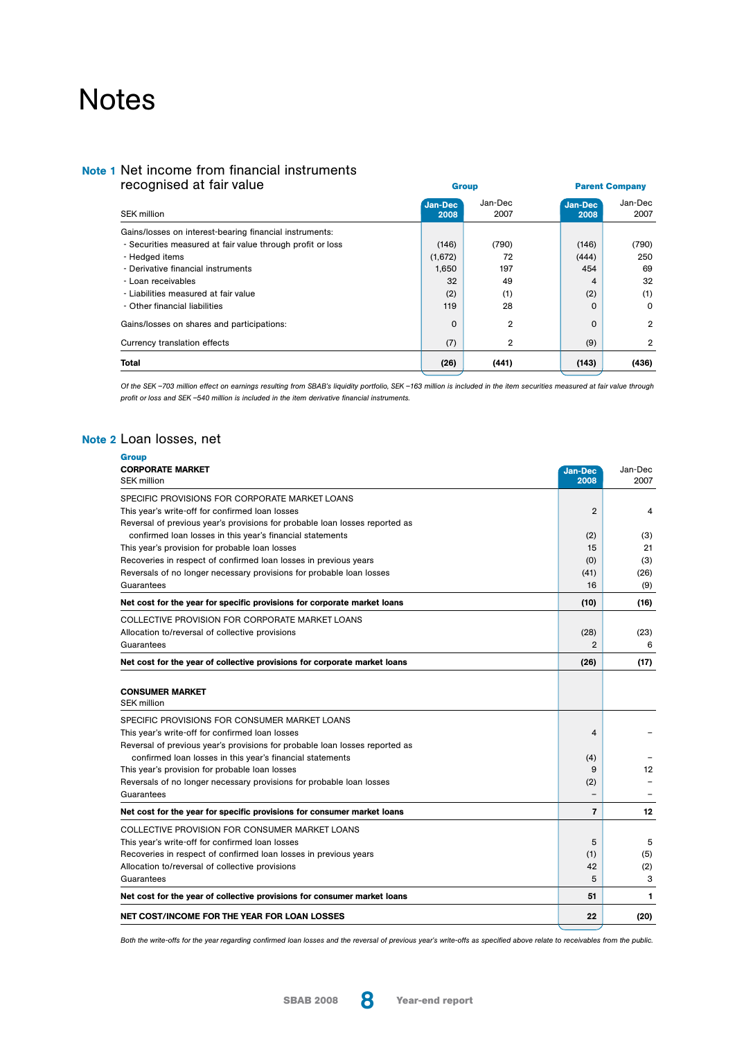# Notes

## Note 1 Net income from financial instruments recognised at fair value

| SEK million | Group Jan-Dec 2008 | Group Jan-Dec 2007 | Parent Company Jan-Dec 2008 | Parent Company Jan-Dec 2007 |
|---|---|---|---|---|
| Gains/losses on interest-bearing financial instruments: | | | | |
| - Securities measured at fair value through profit or loss | (146) | (790) | (146) | (790) |
| - Hedged items | (1,672) | 72 | (444) | 250 |
| - Derivative financial instruments | 1,650 | 197 | 454 | 69 |
| - Loan receivables | 32 | 49 | 4 | 32 |
| - Liabilities measured at fair value | (2) | (1) | (2) | (1) |
| - Other financial liabilities | 119 | 28 | 0 | 0 |
| Gains/losses on shares and participations: | 0 | 2 | 0 | 2 |
| Currency translation effects | (7) | 2 | (9) | 2 |
| **Total** | **(26)** | **(441)** | **(143)** | **(436)** |

*Of the SEK –703 million effect on earnings resulting from SBAB's liquidity portfolio, SEK –163 million is included in the item securities measured at fair value through profit or loss and SEK –540 million is included in the item derivative financial instruments.*

## Note 2 Loan losses, net

**Group**

| **CORPORATE MARKET** SEK million | Jan-Dec 2008 | Jan-Dec 2007 |
|---|---|---|
| SPECIFIC PROVISIONS FOR CORPORATE MARKET LOANS | | |
| This year's write-off for confirmed loan losses | 2 | 4 |
| Reversal of previous year's provisions for probable loan losses reported as confirmed loan losses in this year's financial statements | (2) | (3) |
| This year's provision for probable loan losses | 15 | 21 |
| Recoveries in respect of confirmed loan losses in previous years | (0) | (3) |
| Reversals of no longer necessary provisions for probable loan losses | (41) | (26) |
| Guarantees | 16 | (9) |
| **Net cost for the year for specific provisions for corporate market loans** | **(10)** | **(16)** |
| COLLECTIVE PROVISION FOR CORPORATE MARKET LOANS | | |
| Allocation to/reversal of collective provisions | (28) | (23) |
| Guarantees | 2 | 6 |
| **Net cost for the year of collective provisions for corporate market loans** | **(26)** | **(17)** |
| | | |
| **CONSUMER MARKET** SEK million | | |
| SPECIFIC PROVISIONS FOR CONSUMER MARKET LOANS | | |
| This year's write-off for confirmed loan losses | 4 | – |
| Reversal of previous year's provisions for probable loan losses reported as confirmed loan losses in this year's financial statements | (4) | – |
| This year's provision for probable loan losses | 9 | 12 |
| Reversals of no longer necessary provisions for probable loan losses | (2) | – |
| Guarantees | – | – |
| **Net cost for the year for specific provisions for consumer market loans** | **7** | **12** |
| COLLECTIVE PROVISION FOR CONSUMER MARKET LOANS | | |
| This year's write-off for confirmed loan losses | 5 | 5 |
| Recoveries in respect of confirmed loan losses in previous years | (1) | (5) |
| Allocation to/reversal of collective provisions | 42 | (2) |
| Guarantees | 5 | 3 |
| **Net cost for the year of collective provisions for consumer market loans** | **51** | **1** |
| **NET COST/INCOME FOR THE YEAR FOR LOAN LOSSES** | **22** | **(20)** |

*Both the write-offs for the year regarding confirmed loan losses and the reversal of previous year's write-offs as specified above relate to receivables from the public.*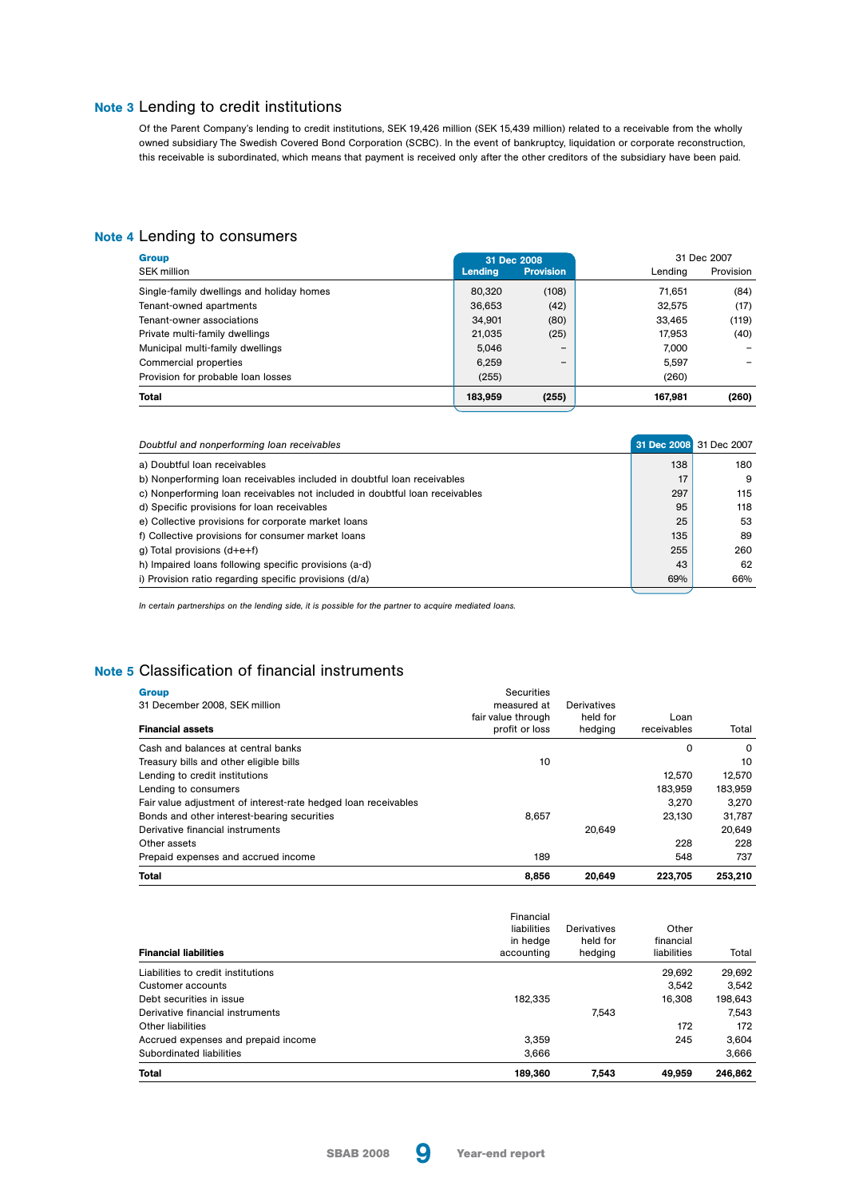## Note 3 Lending to credit institutions

Of the Parent Company's lending to credit institutions, SEK 19,426 million (SEK 15,439 million) related to a receivable from the wholly owned subsidiary The Swedish Covered Bond Corporation (SCBC). In the event of bankruptcy, liquidation or corporate reconstruction, this receivable is subordinated, which means that payment is received only after the other creditors of the subsidiary have been paid.

## Note 4 Lending to consumers

| **Group** | 31 Dec 2008 | | 31 Dec 2007 | |
|---|---|---|---|---|
| SEK million | Lending | Provision | Lending | Provision |
| Single-family dwellings and holiday homes | 80,320 | (108) | 71,651 | (84) |
| Tenant-owned apartments | 36,653 | (42) | 32,575 | (17) |
| Tenant-owner associations | 34,901 | (80) | 33,465 | (119) |
| Private multi-family dwellings | 21,035 | (25) | 17,953 | (40) |
| Municipal multi-family dwellings | 5,046 | – | 7,000 | – |
| Commercial properties | 6,259 | – | 5,597 | – |
| Provision for probable loan losses | (255) | | (260) | |
| **Total** | **183,959** | **(255)** | **167,981** | **(260)** |

| *Doubtful and nonperforming loan receivables* | 31 Dec 2008 | 31 Dec 2007 |
|---|---|---|
| a) Doubtful loan receivables | 138 | 180 |
| b) Nonperforming loan receivables included in doubtful loan receivables | 17 | 9 |
| c) Nonperforming loan receivables not included in doubtful loan receivables | 297 | 115 |
| d) Specific provisions for loan receivables | 95 | 118 |
| e) Collective provisions for corporate market loans | 25 | 53 |
| f) Collective provisions for consumer market loans | 135 | 89 |
| g) Total provisions (d+e+f) | 255 | 260 |
| h) Impaired loans following specific provisions (a-d) | 43 | 62 |
| i) Provision ratio regarding specific provisions (d/a) | 69% | 66% |

*In certain partnerships on the lending side, it is possible for the partner to acquire mediated loans.*

## Note 5 Classification of financial instruments

**Group**

31 December 2008, SEK million

| **Financial assets** | Securities measured at fair value through profit or loss | Derivatives held for hedging | Loan receivables | Total |
|---|---|---|---|---|
| Cash and balances at central banks | | | 0 | 0 |
| Treasury bills and other eligible bills | 10 | | | 10 |
| Lending to credit institutions | | | 12,570 | 12,570 |
| Lending to consumers | | | 183,959 | 183,959 |
| Fair value adjustment of interest-rate hedged loan receivables | | | 3,270 | 3,270 |
| Bonds and other interest-bearing securities | 8,657 | | 23,130 | 31,787 |
| Derivative financial instruments | | 20,649 | | 20,649 |
| Other assets | | | 228 | 228 |
| Prepaid expenses and accrued income | 189 | | 548 | 737 |
| **Total** | **8,856** | **20,649** | **223,705** | **253,210** |

| **Financial liabilities** | Financial liabilities in hedge accounting | Derivatives held for hedging | Other financial liabilities | Total |
|---|---|---|---|---|
| Liabilities to credit institutions | | | 29,692 | 29,692 |
| Customer accounts | | | 3,542 | 3,542 |
| Debt securities in issue | 182,335 | | 16,308 | 198,643 |
| Derivative financial instruments | | 7,543 | | 7,543 |
| Other liabilities | | | 172 | 172 |
| Accrued expenses and prepaid income | 3,359 | | 245 | 3,604 |
| Subordinated liabilities | 3,666 | | | 3,666 |
| **Total** | **189,360** | **7,543** | **49,959** | **246,862** |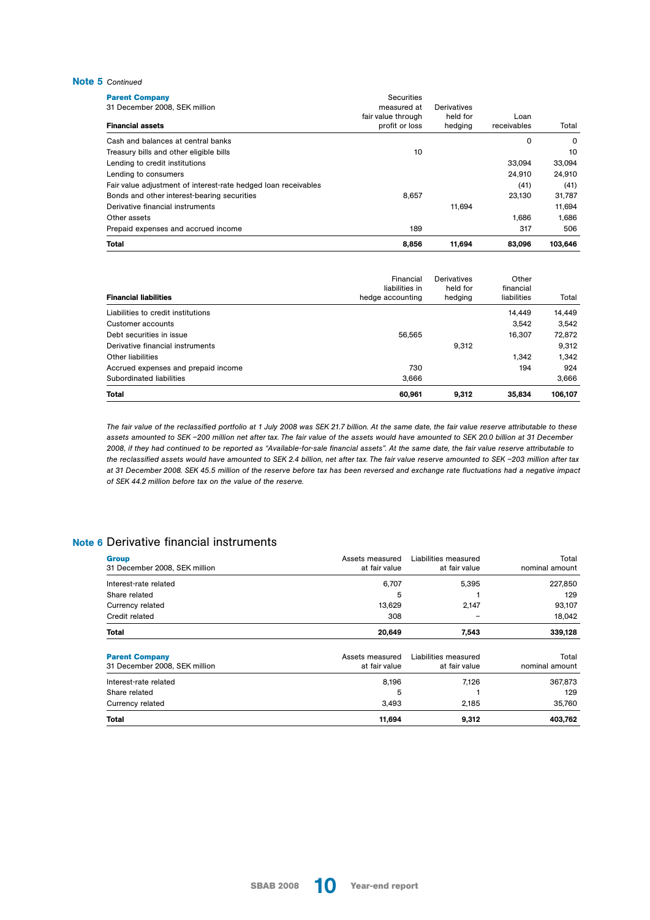**Note 5** *Continued*

| **Parent Company**<br>31 December 2008, SEK million<br>**Financial assets** | Securities measured at fair value through profit or loss | Derivatives held for hedging | Loan receivables | Total |
|---|---|---|---|---|
| Cash and balances at central banks | | | 0 | 0 |
| Treasury bills and other eligible bills | 10 | | | 10 |
| Lending to credit institutions | | | 33,094 | 33,094 |
| Lending to consumers | | | 24,910 | 24,910 |
| Fair value adjustment of interest-rate hedged loan receivables | | | (41) | (41) |
| Bonds and other interest-bearing securities | 8,657 | | 23,130 | 31,787 |
| Derivative financial instruments | | 11,694 | | 11,694 |
| Other assets | | | 1,686 | 1,686 |
| Prepaid expenses and accrued income | 189 | | 317 | 506 |
| **Total** | **8,856** | **11,694** | **83,096** | **103,646** |

| **Financial liabilities** | Financial liabilities in hedge accounting | Derivatives held for hedging | Other financial liabilities | Total |
|---|---|---|---|---|
| Liabilities to credit institutions | | | 14,449 | 14,449 |
| Customer accounts | | | 3,542 | 3,542 |
| Debt securities in issue | 56,565 | | 16,307 | 72,872 |
| Derivative financial instruments | | 9,312 | | 9,312 |
| Other liabilities | | | 1,342 | 1,342 |
| Accrued expenses and prepaid income | 730 | | 194 | 924 |
| Subordinated liabilities | 3,666 | | | 3,666 |
| **Total** | **60,961** | **9,312** | **35,834** | **106,107** |

*The fair value of the reclassified portfolio at 1 July 2008 was SEK 21.7 billion. At the same date, the fair value reserve attributable to these assets amounted to SEK –200 million net after tax. The fair value of the assets would have amounted to SEK 20.0 billion at 31 December 2008, if they had continued to be reported as "Available-for-sale financial assets". At the same date, the fair value reserve attributable to the reclassified assets would have amounted to SEK 2.4 billion, net after tax. The fair value reserve amounted to SEK –203 million after tax at 31 December 2008. SEK 45.5 million of the reserve before tax has been reversed and exchange rate fluctuations had a negative impact of SEK 44.2 million before tax on the value of the reserve.*

## **Note 6** Derivative financial instruments

| **Group**<br>31 December 2008, SEK million | Assets measured at fair value | Liabilities measured at fair value | Total nominal amount |
|---|---|---|---|
| Interest-rate related | 6,707 | 5,395 | 227,850 |
| Share related | 5 | 1 | 129 |
| Currency related | 13,629 | 2,147 | 93,107 |
| Credit related | 308 | – | 18,042 |
| **Total** | **20,649** | **7,543** | **339,128** |

| **Parent Company**<br>31 December 2008, SEK million | Assets measured at fair value | Liabilities measured at fair value | Total nominal amount |
|---|---|---|---|
| Interest-rate related | 8,196 | 7,126 | 367,873 |
| Share related | 5 | 1 | 129 |
| Currency related | 3,493 | 2,185 | 35,760 |
| **Total** | **11,694** | **9,312** | **403,762** |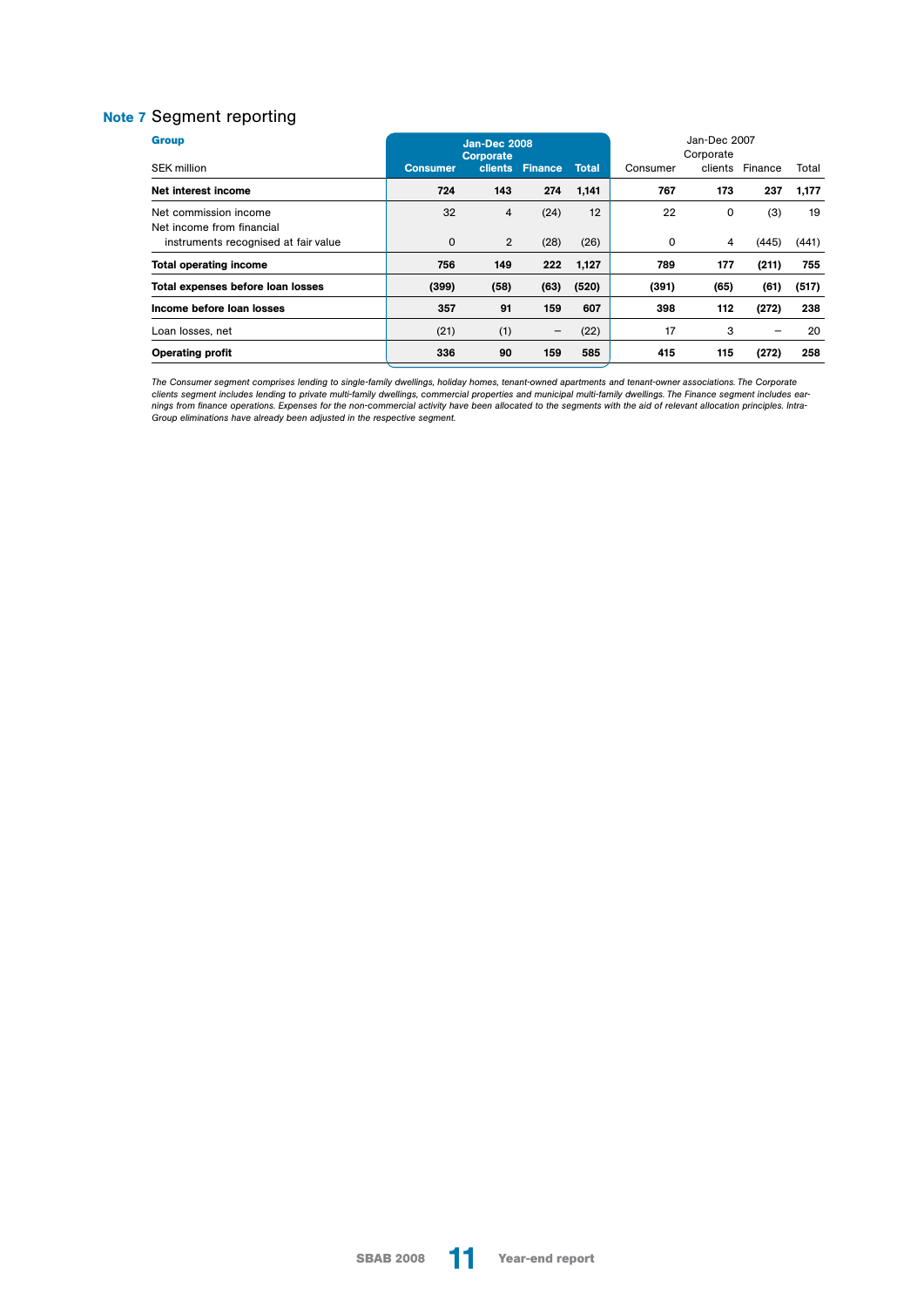## Note 7 Segment reporting

| Group<br>SEK million | Jan-Dec 2008<br>Consumer | <br>Corporate clients | <br>Finance | <br>Total | Jan-Dec 2007<br>Consumer | <br>Corporate clients | <br>Finance | <br>Total |
|---|---|---|---|---|---|---|---|---|
| **Net interest income** | **724** | **143** | **274** | **1,141** | **767** | **173** | **237** | **1,177** |
| Net commission income | 32 | 4 | (24) | 12 | 22 | 0 | (3) | 19 |
| Net income from financial instruments recognised at fair value | 0 | 2 | (28) | (26) | 0 | 4 | (445) | (441) |
| **Total operating income** | **756** | **149** | **222** | **1,127** | **789** | **177** | **(211)** | **755** |
| **Total expenses before loan losses** | **(399)** | **(58)** | **(63)** | **(520)** | **(391)** | **(65)** | **(61)** | **(517)** |
| **Income before loan losses** | **357** | **91** | **159** | **607** | **398** | **112** | **(272)** | **238** |
| Loan losses, net | (21) | (1) | – | (22) | 17 | 3 | – | 20 |
| **Operating profit** | **336** | **90** | **159** | **585** | **415** | **115** | **(272)** | **258** |

*The Consumer segment comprises lending to single-family dwellings, holiday homes, tenant-owned apartments and tenant-owner associations. The Corporate clients segment includes lending to private multi-family dwellings, commercial properties and municipal multi-family dwellings. The Finance segment includes earnings from finance operations. Expenses for the non-commercial activity have been allocated to the segments with the aid of relevant allocation principles. Intra-Group eliminations have already been adjusted in the respective segment.*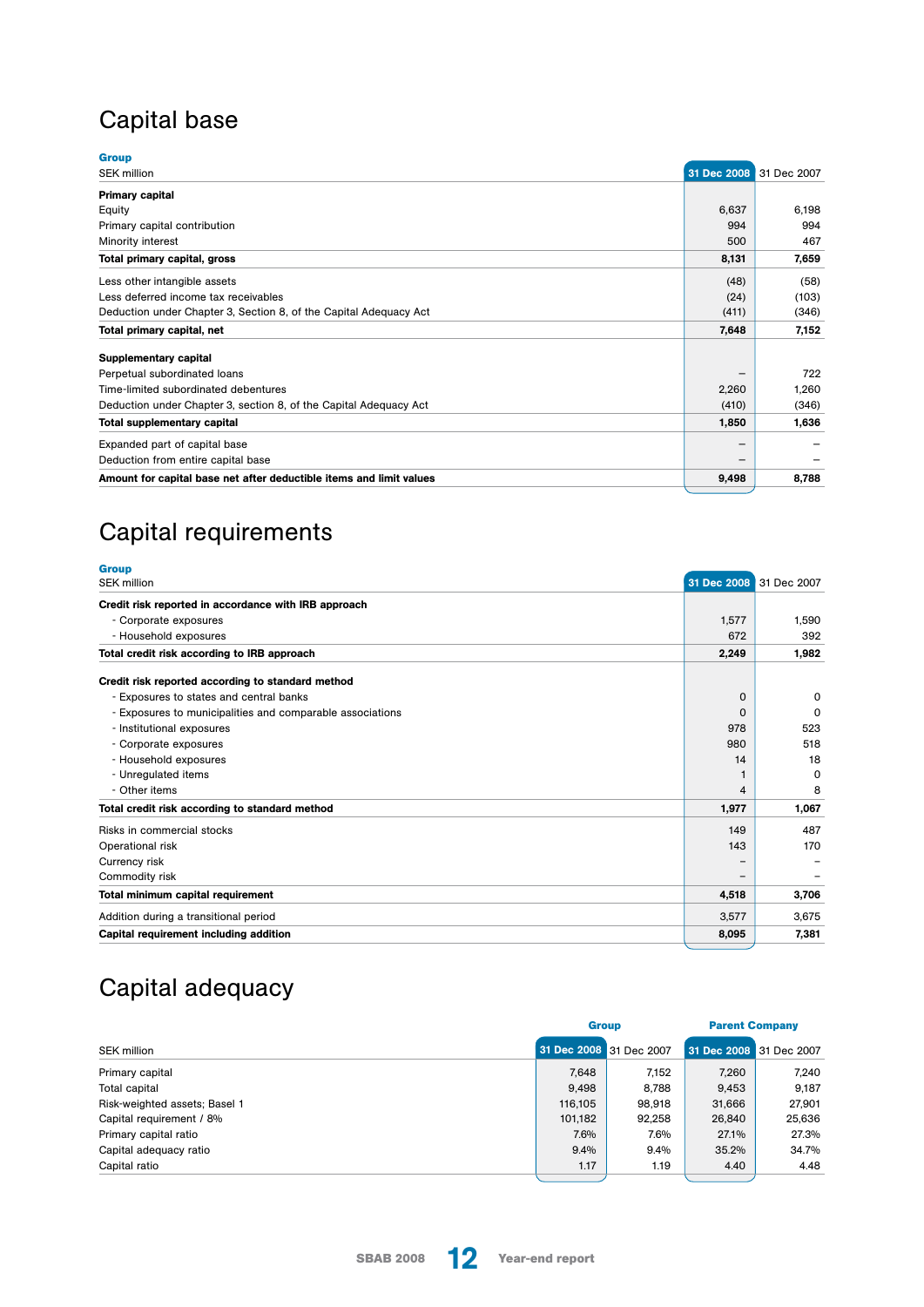# Capital base

**Group**

| SEK million | 31 Dec 2008 | 31 Dec 2007 |
|---|---|---|
| **Primary capital** | | |
| Equity | 6,637 | 6,198 |
| Primary capital contribution | 994 | 994 |
| Minority interest | 500 | 467 |
| **Total primary capital, gross** | **8,131** | **7,659** |
| Less other intangible assets | (48) | (58) |
| Less deferred income tax receivables | (24) | (103) |
| Deduction under Chapter 3, Section 8, of the Capital Adequacy Act | (411) | (346) |
| **Total primary capital, net** | **7,648** | **7,152** |
| **Supplementary capital** | | |
| Perpetual subordinated loans | – | 722 |
| Time-limited subordinated debentures | 2,260 | 1,260 |
| Deduction under Chapter 3, section 8, of the Capital Adequacy Act | (410) | (346) |
| **Total supplementary capital** | **1,850** | **1,636** |
| Expanded part of capital base | – | – |
| Deduction from entire capital base | – | – |
| **Amount for capital base net after deductible items and limit values** | **9,498** | **8,788** |

# Capital requirements

**Group**

| SEK million | 31 Dec 2008 | 31 Dec 2007 |
|---|---|---|
| **Credit risk reported in accordance with IRB approach** | | |
| - Corporate exposures | 1,577 | 1,590 |
| - Household exposures | 672 | 392 |
| **Total credit risk according to IRB approach** | **2,249** | **1,982** |
| **Credit risk reported according to standard method** | | |
| - Exposures to states and central banks | 0 | 0 |
| - Exposures to municipalities and comparable associations | 0 | 0 |
| - Institutional exposures | 978 | 523 |
| - Corporate exposures | 980 | 518 |
| - Household exposures | 14 | 18 |
| - Unregulated items | 1 | 0 |
| - Other items | 4 | 8 |
| **Total credit risk according to standard method** | **1,977** | **1,067** |
| Risks in commercial stocks | 149 | 487 |
| Operational risk | 143 | 170 |
| Currency risk | – | – |
| Commodity risk | – | – |
| **Total minimum capital requirement** | **4,518** | **3,706** |
| Addition during a transitional period | 3,577 | 3,675 |
| **Capital requirement including addition** | **8,095** | **7,381** |

# Capital adequacy

| | Group | | Parent Company | |
|---|---|---|---|---|
| SEK million | 31 Dec 2008 | 31 Dec 2007 | 31 Dec 2008 | 31 Dec 2007 |
| Primary capital | 7,648 | 7,152 | 7,260 | 7,240 |
| Total capital | 9,498 | 8,788 | 9,453 | 9,187 |
| Risk-weighted assets; Basel 1 | 116,105 | 98,918 | 31,666 | 27,901 |
| Capital requirement / 8% | 101,182 | 92,258 | 26,840 | 25,636 |
| Primary capital ratio | 7.6% | 7.6% | 27.1% | 27.3% |
| Capital adequacy ratio | 9.4% | 9.4% | 35.2% | 34.7% |
| Capital ratio | 1.17 | 1.19 | 4.40 | 4.48 |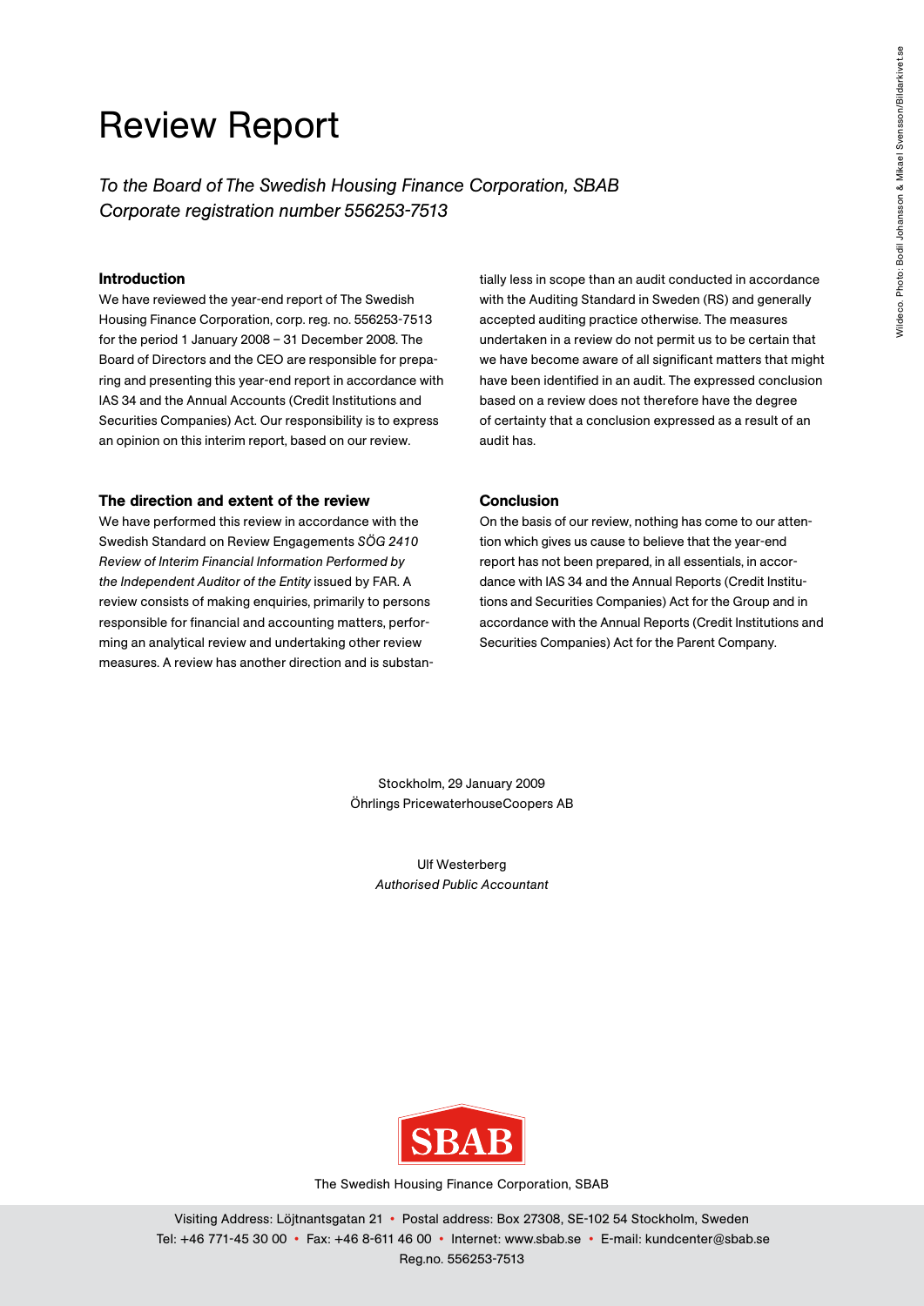# Review Report

*To the Board of The Swedish Housing Finance Corporation, SBAB*
*Corporate registration number 556253-7513*

### Introduction

We have reviewed the year-end report of The Swedish Housing Finance Corporation, corp. reg. no. 556253-7513 for the period 1 January 2008 – 31 December 2008. The Board of Directors and the CEO are responsible for preparing and presenting this year-end report in accordance with IAS 34 and the Annual Accounts (Credit Institutions and Securities Companies) Act. Our responsibility is to express an opinion on this interim report, based on our review.

### The direction and extent of the review

We have performed this review in accordance with the Swedish Standard on Review Engagements *SÖG 2410 Review of Interim Financial Information Performed by the Independent Auditor of the Entity* issued by FAR. A review consists of making enquiries, primarily to persons responsible for financial and accounting matters, performing an analytical review and undertaking other review measures. A review has another direction and is substantially less in scope than an audit conducted in accordance with the Auditing Standard in Sweden (RS) and generally accepted auditing practice otherwise. The measures undertaken in a review do not permit us to be certain that we have become aware of all significant matters that might have been identified in an audit. The expressed conclusion based on a review does not therefore have the degree of certainty that a conclusion expressed as a result of an audit has.

### Conclusion

On the basis of our review, nothing has come to our attention which gives us cause to believe that the year-end report has not been prepared, in all essentials, in accordance with IAS 34 and the Annual Reports (Credit Institutions and Securities Companies) Act for the Group and in accordance with the Annual Reports (Credit Institutions and Securities Companies) Act for the Parent Company.

Stockholm, 29 January 2009
Öhrlings PricewaterhouseCoopers AB

Ulf Westerberg
*Authorised Public Accountant*

SBAB

The Swedish Housing Finance Corporation, SBAB

Visiting Address: Löjtnantsgatan 21 • Postal address: Box 27308, SE-102 54 Stockholm, Sweden
Tel: +46 771-45 30 00 • Fax: +46 8-611 46 00 • Internet: www.sbab.se • E-mail: kundcenter@sbab.se
Reg.no. 556253-7513

Wildeco. Photo: Bodil Johansson & Mikael Svensson/Bildarkivet.se